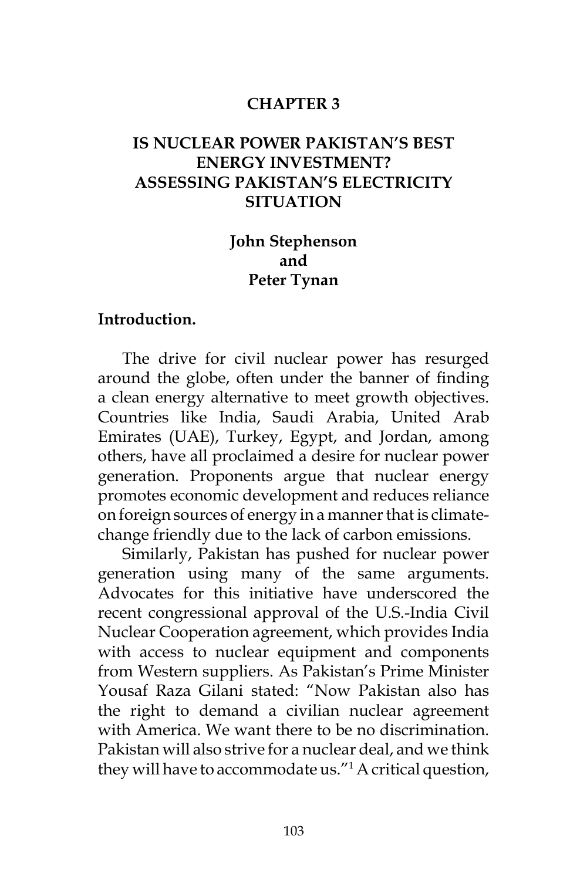# CHAPTER 3

## IS NUCLEAR POWER PAKISTAN'S BEST ENERGY INVESTMENT? ASSESSING PAKISTAN'S ELECTRICITY SITUATION

**John Stephenson**
**and**
**Peter Tynan**

### Introduction.

The drive for civil nuclear power has resurged around the globe, often under the banner of finding a clean energy alternative to meet growth objectives. Countries like India, Saudi Arabia, United Arab Emirates (UAE), Turkey, Egypt, and Jordan, among others, have all proclaimed a desire for nuclear power generation. Proponents argue that nuclear energy promotes economic development and reduces reliance on foreign sources of energy in a manner that is climate-change friendly due to the lack of carbon emissions.

Similarly, Pakistan has pushed for nuclear power generation using many of the same arguments. Advocates for this initiative have underscored the recent congressional approval of the U.S.-India Civil Nuclear Cooperation agreement, which provides India with access to nuclear equipment and components from Western suppliers. As Pakistan's Prime Minister Yousaf Raza Gilani stated: "Now Pakistan also has the right to demand a civilian nuclear agreement with America. We want there to be no discrimination. Pakistan will also strive for a nuclear deal, and we think they will have to accommodate us."[1] A critical question,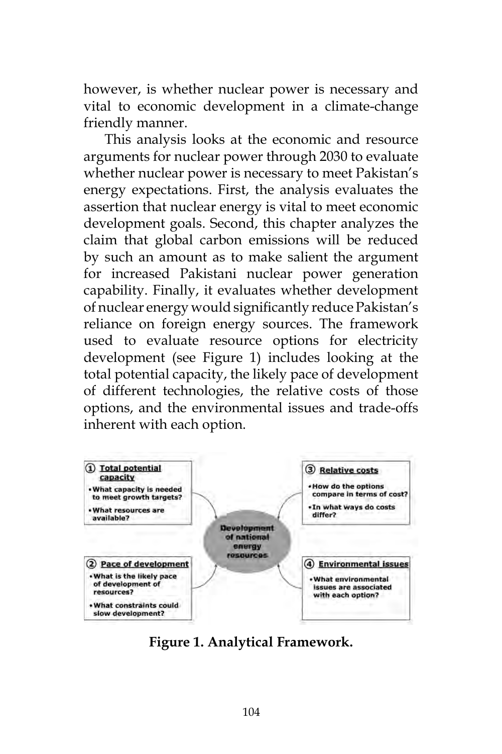however, is whether nuclear power is necessary and vital to economic development in a climate-change friendly manner.

This analysis looks at the economic and resource arguments for nuclear power through 2030 to evaluate whether nuclear power is necessary to meet Pakistan's energy expectations. First, the analysis evaluates the assertion that nuclear energy is vital to meet economic development goals. Second, this chapter analyzes the claim that global carbon emissions will be reduced by such an amount as to make salient the argument for increased Pakistani nuclear power generation capability. Finally, it evaluates whether development of nuclear energy would significantly reduce Pakistan's reliance on foreign energy sources. The framework used to evaluate resource options for electricity development (see Figure 1) includes looking at the total potential capacity, the likely pace of development of different technologies, the relative costs of those options, and the environmental issues and trade-offs inherent with each option.

**Development of national energy resources**

① **Total potential capacity**
- What capacity is needed to meet growth targets?
- What resources are available?

② **Pace of development**
- What is the likely pace of development of resources?
- What constraints could slow development?

③ **Relative costs**
- How do the options compare in terms of cost?
- In what ways do costs differ?

④ **Environmental issues**
- What environmental issues are associated with each option?

**Figure 1. Analytical Framework.**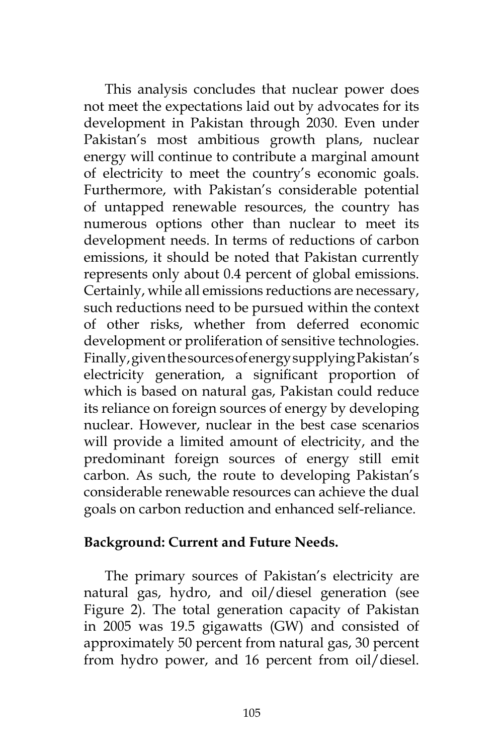This analysis concludes that nuclear power does not meet the expectations laid out by advocates for its development in Pakistan through 2030. Even under Pakistan's most ambitious growth plans, nuclear energy will continue to contribute a marginal amount of electricity to meet the country's economic goals. Furthermore, with Pakistan's considerable potential of untapped renewable resources, the country has numerous options other than nuclear to meet its development needs. In terms of reductions of carbon emissions, it should be noted that Pakistan currently represents only about 0.4 percent of global emissions. Certainly, while all emissions reductions are necessary, such reductions need to be pursued within the context of other risks, whether from deferred economic development or proliferation of sensitive technologies. Finally, given the sources of energy supplying Pakistan's electricity generation, a significant proportion of which is based on natural gas, Pakistan could reduce its reliance on foreign sources of energy by developing nuclear. However, nuclear in the best case scenarios will provide a limited amount of electricity, and the predominant foreign sources of energy still emit carbon. As such, the route to developing Pakistan's considerable renewable resources can achieve the dual goals on carbon reduction and enhanced self-reliance.

**Background: Current and Future Needs.**

The primary sources of Pakistan's electricity are natural gas, hydro, and oil/diesel generation (see Figure 2). The total generation capacity of Pakistan in 2005 was 19.5 gigawatts (GW) and consisted of approximately 50 percent from natural gas, 30 percent from hydro power, and 16 percent from oil/diesel.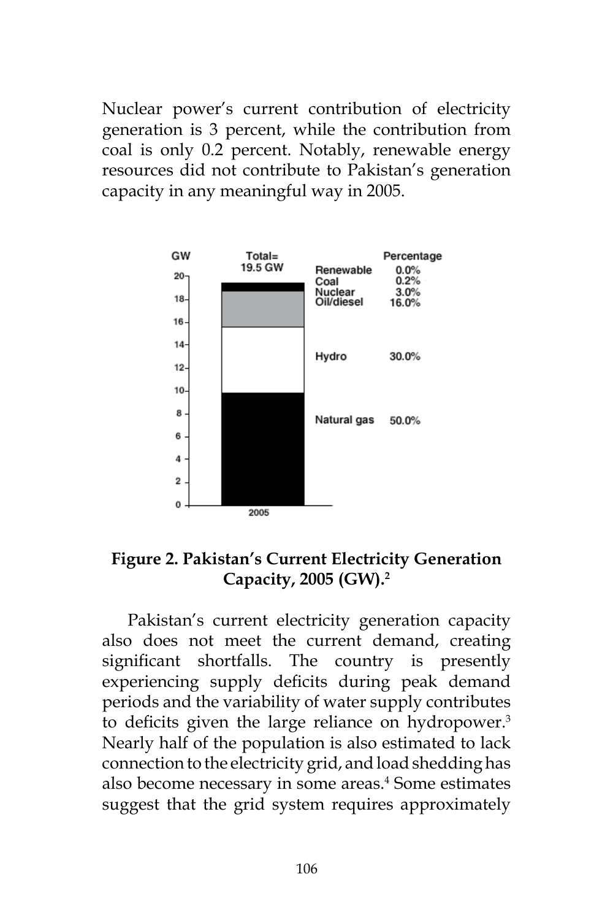Nuclear power's current contribution of electricity generation is 3 percent, while the contribution from coal is only 0.2 percent. Notably, renewable energy resources did not contribute to Pakistan's generation capacity in any meaningful way in 2005.

**Figure 2. Pakistan's Current Electricity Generation Capacity, 2005 (GW).[2]**

Pakistan's current electricity generation capacity also does not meet the current demand, creating significant shortfalls. The country is presently experiencing supply deficits during peak demand periods and the variability of water supply contributes to deficits given the large reliance on hydropower.[3] Nearly half of the population is also estimated to lack connection to the electricity grid, and load shedding has also become necessary in some areas.[4] Some estimates suggest that the grid system requires approximately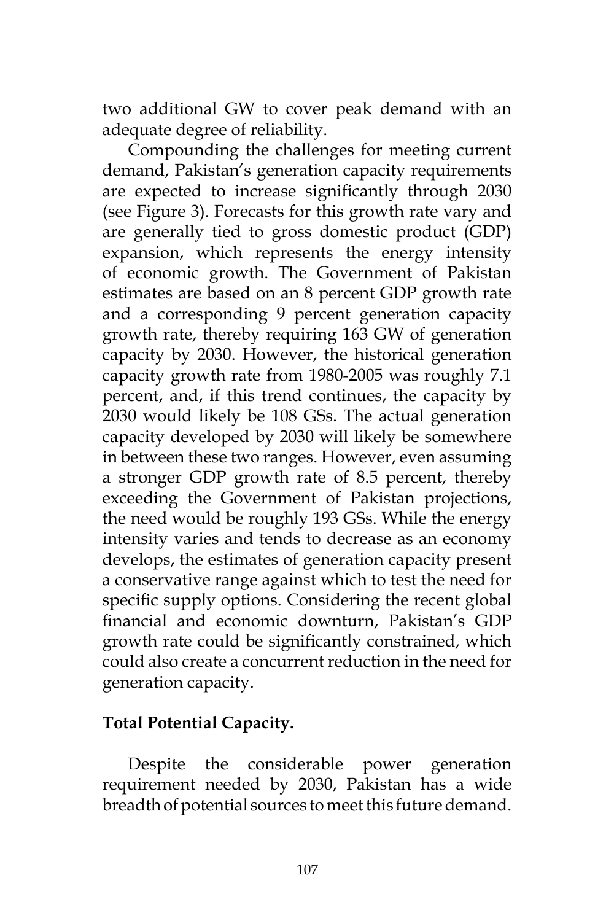two additional GW to cover peak demand with an adequate degree of reliability.

Compounding the challenges for meeting current demand, Pakistan's generation capacity requirements are expected to increase significantly through 2030 (see Figure 3). Forecasts for this growth rate vary and are generally tied to gross domestic product (GDP) expansion, which represents the energy intensity of economic growth. The Government of Pakistan estimates are based on an 8 percent GDP growth rate and a corresponding 9 percent generation capacity growth rate, thereby requiring 163 GW of generation capacity by 2030. However, the historical generation capacity growth rate from 1980-2005 was roughly 7.1 percent, and, if this trend continues, the capacity by 2030 would likely be 108 GSs. The actual generation capacity developed by 2030 will likely be somewhere in between these two ranges. However, even assuming a stronger GDP growth rate of 8.5 percent, thereby exceeding the Government of Pakistan projections, the need would be roughly 193 GSs. While the energy intensity varies and tends to decrease as an economy develops, the estimates of generation capacity present a conservative range against which to test the need for specific supply options. Considering the recent global financial and economic downturn, Pakistan's GDP growth rate could be significantly constrained, which could also create a concurrent reduction in the need for generation capacity.

**Total Potential Capacity.**

Despite the considerable power generation requirement needed by 2030, Pakistan has a wide breadth of potential sources to meet this future demand.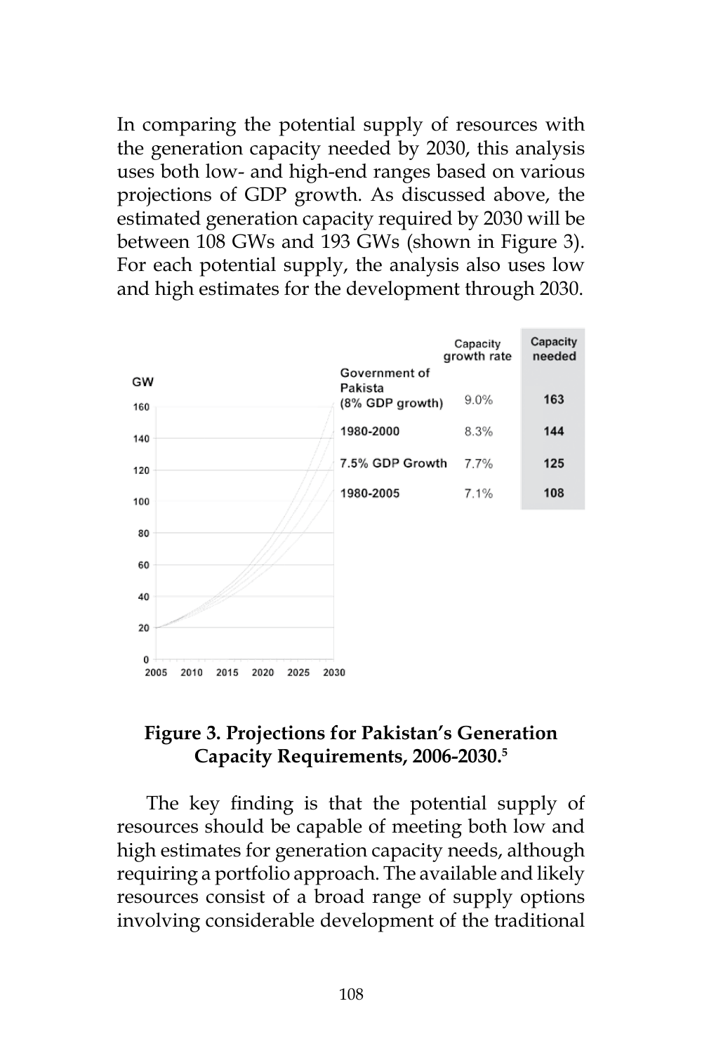In comparing the potential supply of resources with the generation capacity needed by 2030, this analysis uses both low- and high-end ranges based on various projections of GDP growth. As discussed above, the estimated generation capacity required by 2030 will be between 108 GWs and 193 GWs (shown in Figure 3). For each potential supply, the analysis also uses low and high estimates for the development through 2030.

| | Capacity growth rate | Capacity needed |
|---|---|---|
| Government of Pakista (8% GDP growth) | 9.0% | 163 |
| 1980-2000 | 8.3% | 144 |
| 7.5% GDP Growth | 7.7% | 125 |
| 1980-2005 | 7.1% | 108 |

**Figure 3. Projections for Pakistan's Generation Capacity Requirements, 2006-2030.[5]**

The key finding is that the potential supply of resources should be capable of meeting both low and high estimates for generation capacity needs, although requiring a portfolio approach. The available and likely resources consist of a broad range of supply options involving considerable development of the traditional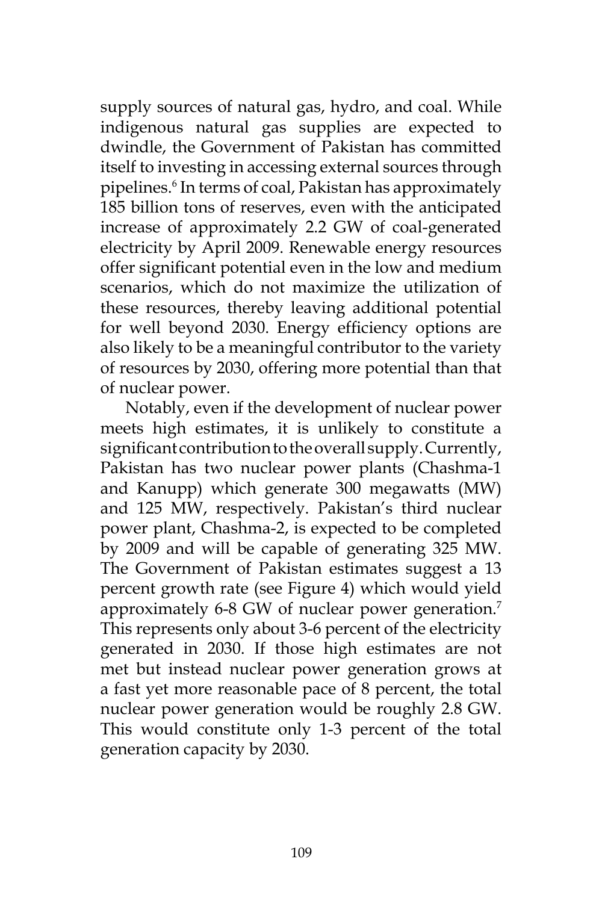supply sources of natural gas, hydro, and coal. While indigenous natural gas supplies are expected to dwindle, the Government of Pakistan has committed itself to investing in accessing external sources through pipelines.[6] In terms of coal, Pakistan has approximately 185 billion tons of reserves, even with the anticipated increase of approximately 2.2 GW of coal-generated electricity by April 2009. Renewable energy resources offer significant potential even in the low and medium scenarios, which do not maximize the utilization of these resources, thereby leaving additional potential for well beyond 2030. Energy efficiency options are also likely to be a meaningful contributor to the variety of resources by 2030, offering more potential than that of nuclear power.

Notably, even if the development of nuclear power meets high estimates, it is unlikely to constitute a significant contribution to the overall supply. Currently, Pakistan has two nuclear power plants (Chashma-1 and Kanupp) which generate 300 megawatts (MW) and 125 MW, respectively. Pakistan's third nuclear power plant, Chashma-2, is expected to be completed by 2009 and will be capable of generating 325 MW. The Government of Pakistan estimates suggest a 13 percent growth rate (see Figure 4) which would yield approximately 6-8 GW of nuclear power generation.[7] This represents only about 3-6 percent of the electricity generated in 2030. If those high estimates are not met but instead nuclear power generation grows at a fast yet more reasonable pace of 8 percent, the total nuclear power generation would be roughly 2.8 GW. This would constitute only 1-3 percent of the total generation capacity by 2030.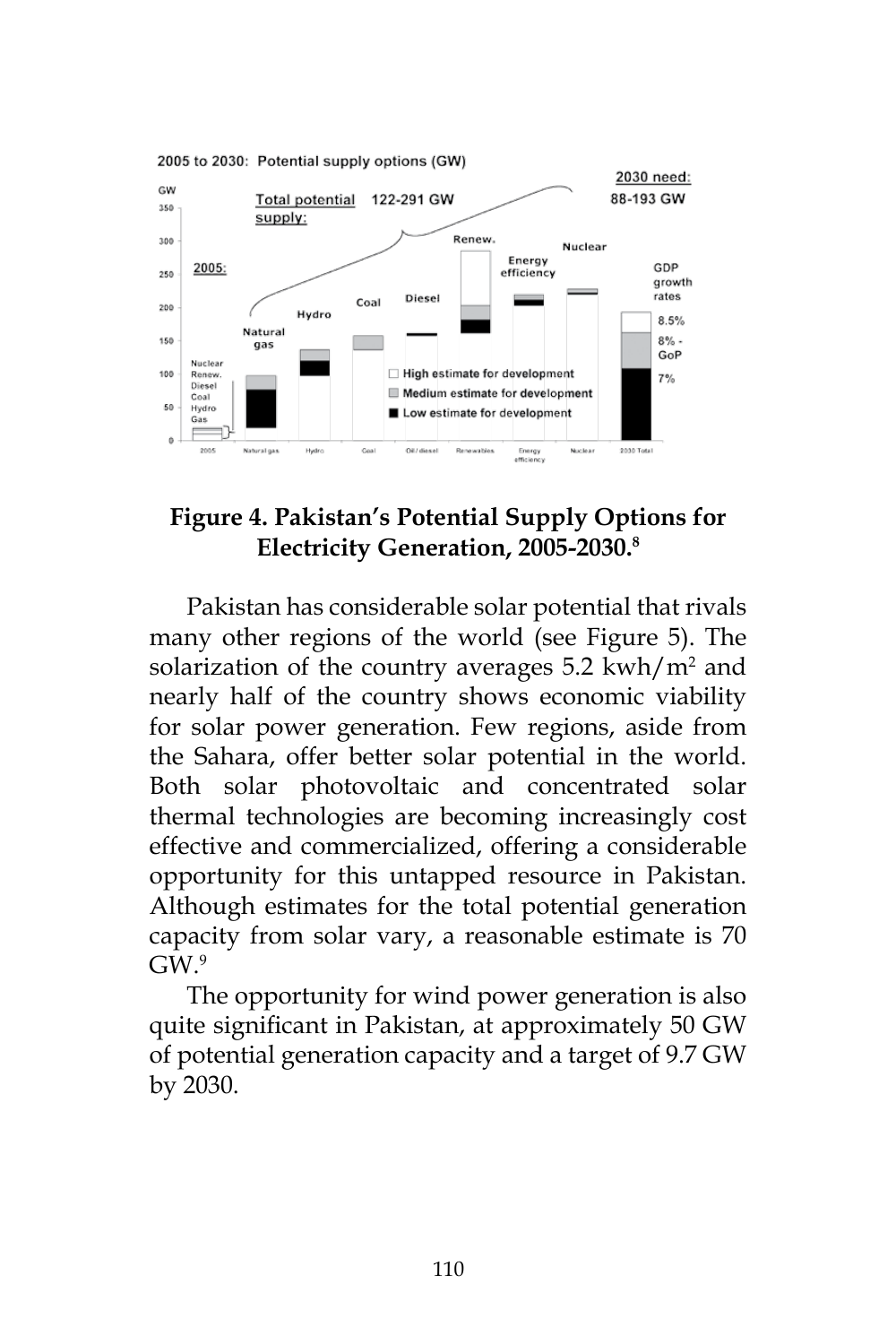**Figure 4. Pakistan's Potential Supply Options for Electricity Generation, 2005-2030.**[8]

Pakistan has considerable solar potential that rivals many other regions of the world (see Figure 5). The solarization of the country averages 5.2 kwh/$m^2$ and nearly half of the country shows economic viability for solar power generation. Few regions, aside from the Sahara, offer better solar potential in the world. Both solar photovoltaic and concentrated solar thermal technologies are becoming increasingly cost effective and commercialized, offering a considerable opportunity for this untapped resource in Pakistan. Although estimates for the total potential generation capacity from solar vary, a reasonable estimate is 70 GW.[9]

The opportunity for wind power generation is also quite significant in Pakistan, at approximately 50 GW of potential generation capacity and a target of 9.7 GW by 2030.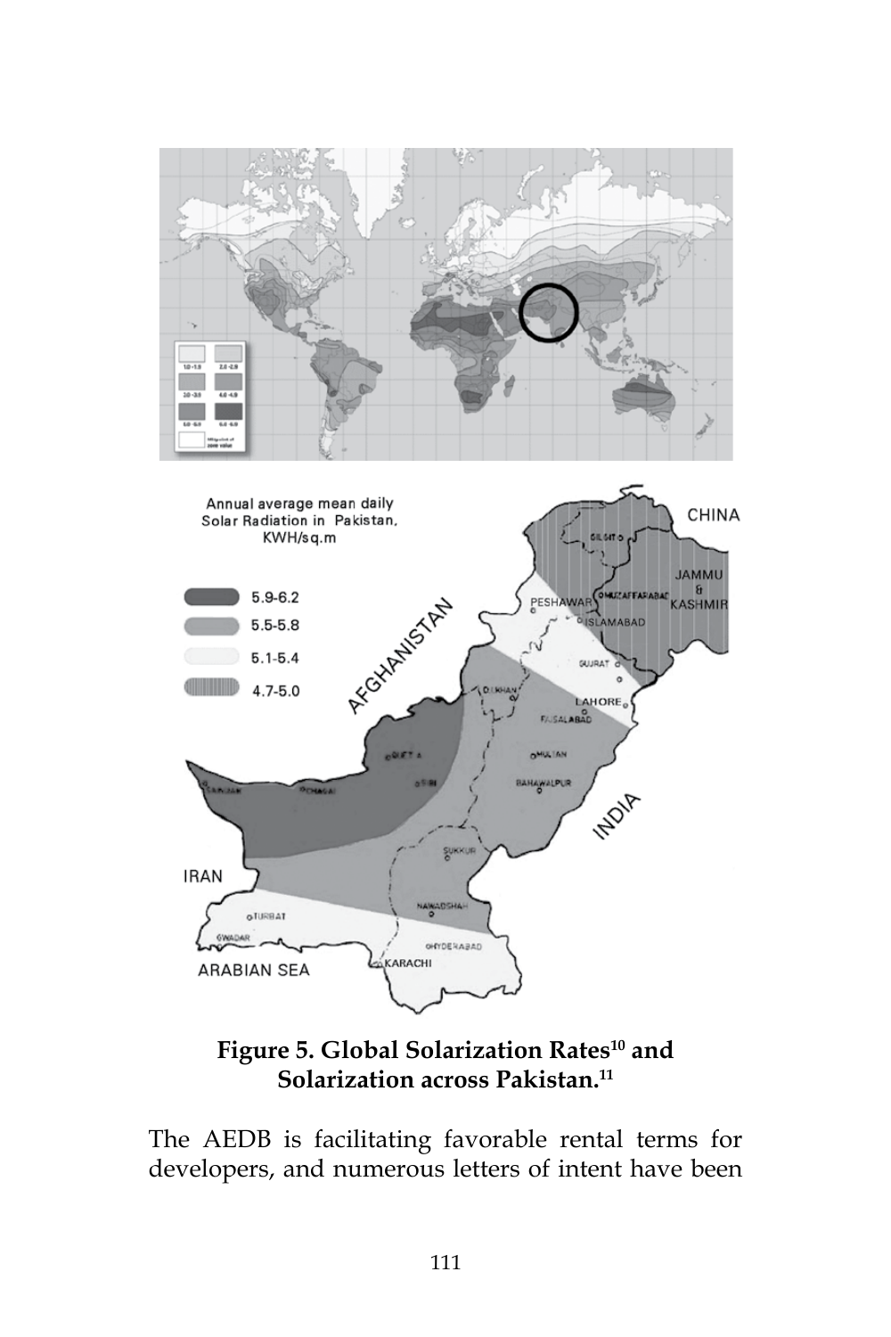**Figure 5. Global Solarization Rates[10] and Solarization across Pakistan.[11]**

The AEDB is facilitating favorable rental terms for developers, and numerous letters of intent have been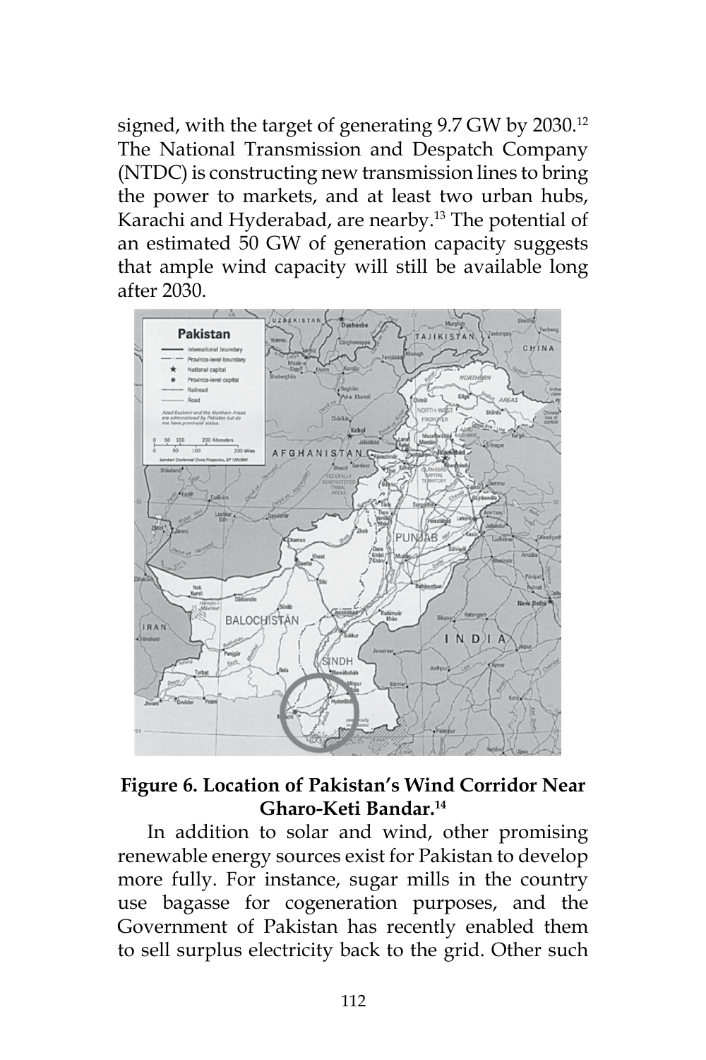signed, with the target of generating 9.7 GW by 2030.[12] The National Transmission and Despatch Company (NTDC) is constructing new transmission lines to bring the power to markets, and at least two urban hubs, Karachi and Hyderabad, are nearby.[13] The potential of an estimated 50 GW of generation capacity suggests that ample wind capacity will still be available long after 2030.

**Figure 6. Location of Pakistan's Wind Corridor Near Gharo-Keti Bandar.[14]**

In addition to solar and wind, other promising renewable energy sources exist for Pakistan to develop more fully. For instance, sugar mills in the country use bagasse for cogeneration purposes, and the Government of Pakistan has recently enabled them to sell surplus electricity back to the grid. Other such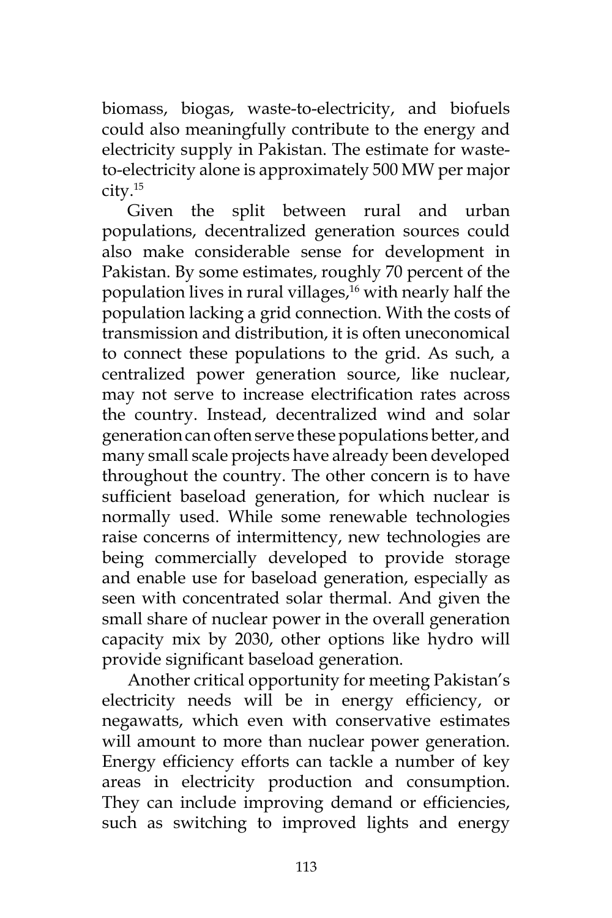biomass, biogas, waste-to-electricity, and biofuels could also meaningfully contribute to the energy and electricity supply in Pakistan. The estimate for waste-to-electricity alone is approximately 500 MW per major city.[15]

Given the split between rural and urban populations, decentralized generation sources could also make considerable sense for development in Pakistan. By some estimates, roughly 70 percent of the population lives in rural villages,[16] with nearly half the population lacking a grid connection. With the costs of transmission and distribution, it is often uneconomical to connect these populations to the grid. As such, a centralized power generation source, like nuclear, may not serve to increase electrification rates across the country. Instead, decentralized wind and solar generation can often serve these populations better, and many small scale projects have already been developed throughout the country. The other concern is to have sufficient baseload generation, for which nuclear is normally used. While some renewable technologies raise concerns of intermittency, new technologies are being commercially developed to provide storage and enable use for baseload generation, especially as seen with concentrated solar thermal. And given the small share of nuclear power in the overall generation capacity mix by 2030, other options like hydro will provide significant baseload generation.

Another critical opportunity for meeting Pakistan's electricity needs will be in energy efficiency, or negawatts, which even with conservative estimates will amount to more than nuclear power generation. Energy efficiency efforts can tackle a number of key areas in electricity production and consumption. They can include improving demand or efficiencies, such as switching to improved lights and energy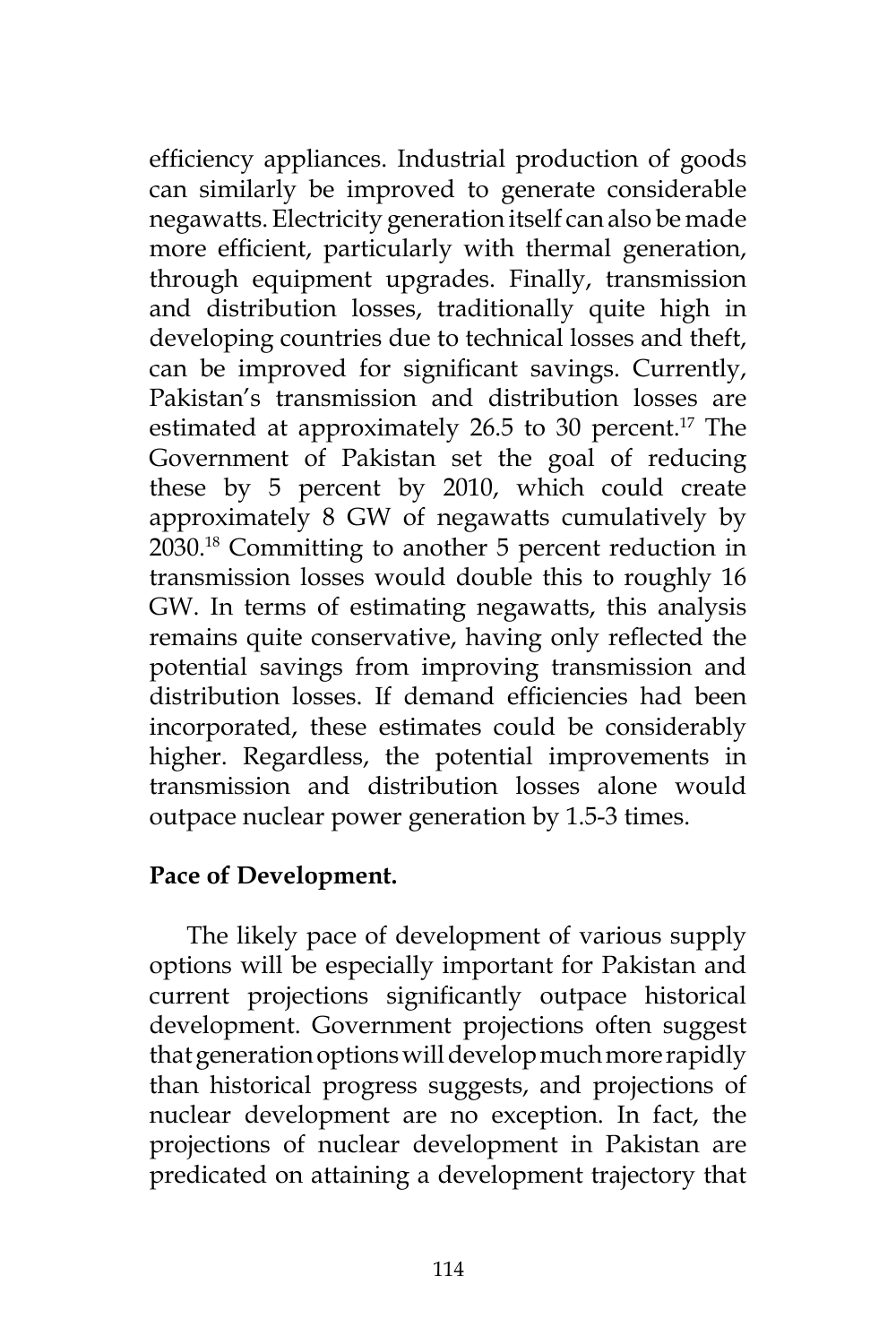efficiency appliances. Industrial production of goods can similarly be improved to generate considerable negawatts. Electricity generation itself can also be made more efficient, particularly with thermal generation, through equipment upgrades. Finally, transmission and distribution losses, traditionally quite high in developing countries due to technical losses and theft, can be improved for significant savings. Currently, Pakistan's transmission and distribution losses are estimated at approximately 26.5 to 30 percent.[17] The Government of Pakistan set the goal of reducing these by 5 percent by 2010, which could create approximately 8 GW of negawatts cumulatively by 2030.[18] Committing to another 5 percent reduction in transmission losses would double this to roughly 16 GW. In terms of estimating negawatts, this analysis remains quite conservative, having only reflected the potential savings from improving transmission and distribution losses. If demand efficiencies had been incorporated, these estimates could be considerably higher. Regardless, the potential improvements in transmission and distribution losses alone would outpace nuclear power generation by 1.5-3 times.

**Pace of Development.**

The likely pace of development of various supply options will be especially important for Pakistan and current projections significantly outpace historical development. Government projections often suggest that generation options will develop much more rapidly than historical progress suggests, and projections of nuclear development are no exception. In fact, the projections of nuclear development in Pakistan are predicated on attaining a development trajectory that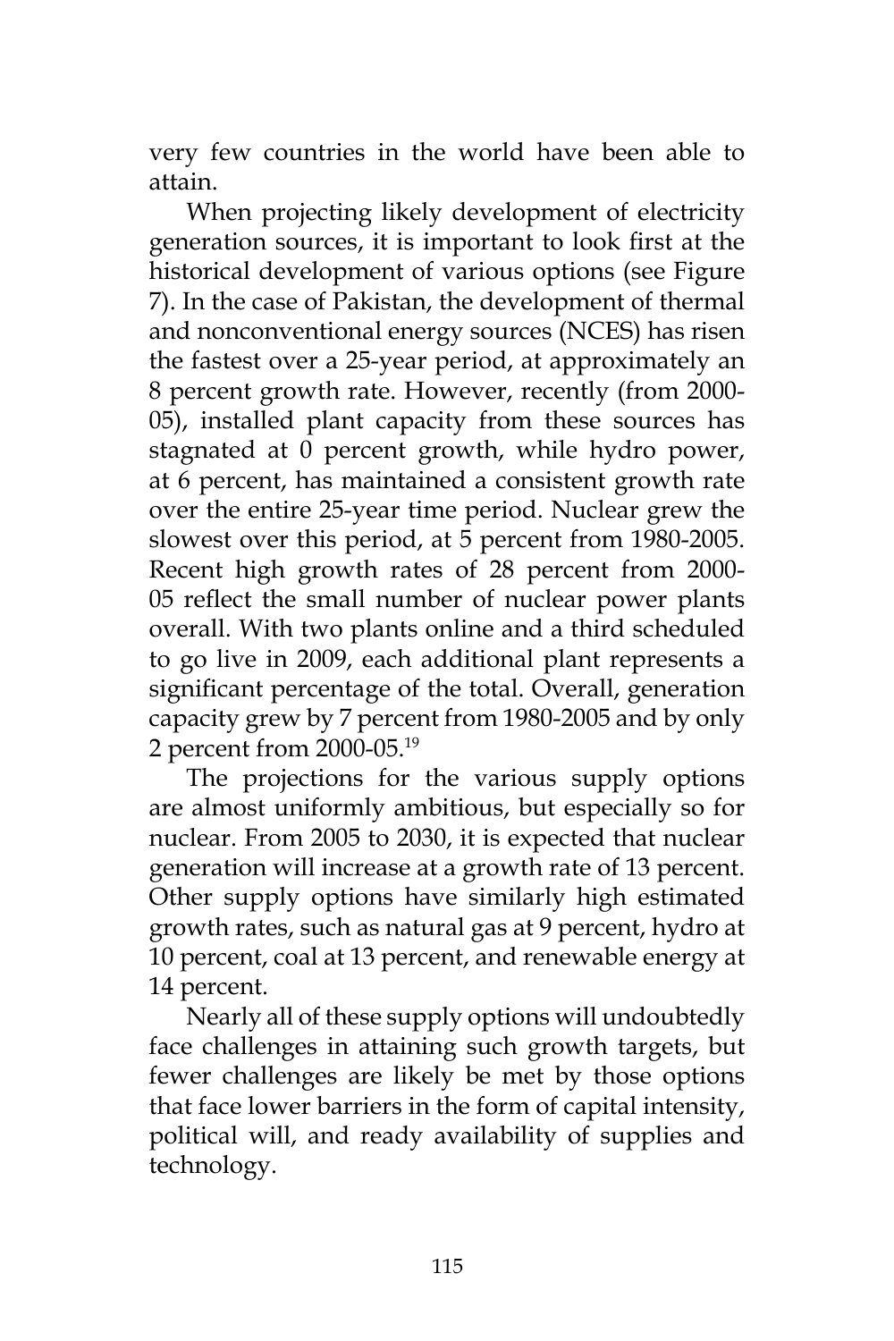very few countries in the world have been able to attain.

When projecting likely development of electricity generation sources, it is important to look first at the historical development of various options (see Figure 7). In the case of Pakistan, the development of thermal and nonconventional energy sources (NCES) has risen the fastest over a 25-year period, at approximately an 8 percent growth rate. However, recently (from 2000-05), installed plant capacity from these sources has stagnated at 0 percent growth, while hydro power, at 6 percent, has maintained a consistent growth rate over the entire 25-year time period. Nuclear grew the slowest over this period, at 5 percent from 1980-2005. Recent high growth rates of 28 percent from 2000-05 reflect the small number of nuclear power plants overall. With two plants online and a third scheduled to go live in 2009, each additional plant represents a significant percentage of the total. Overall, generation capacity grew by 7 percent from 1980-2005 and by only 2 percent from 2000-05.[19]

The projections for the various supply options are almost uniformly ambitious, but especially so for nuclear. From 2005 to 2030, it is expected that nuclear generation will increase at a growth rate of 13 percent. Other supply options have similarly high estimated growth rates, such as natural gas at 9 percent, hydro at 10 percent, coal at 13 percent, and renewable energy at 14 percent.

Nearly all of these supply options will undoubtedly face challenges in attaining such growth targets, but fewer challenges are likely be met by those options that face lower barriers in the form of capital intensity, political will, and ready availability of supplies and technology.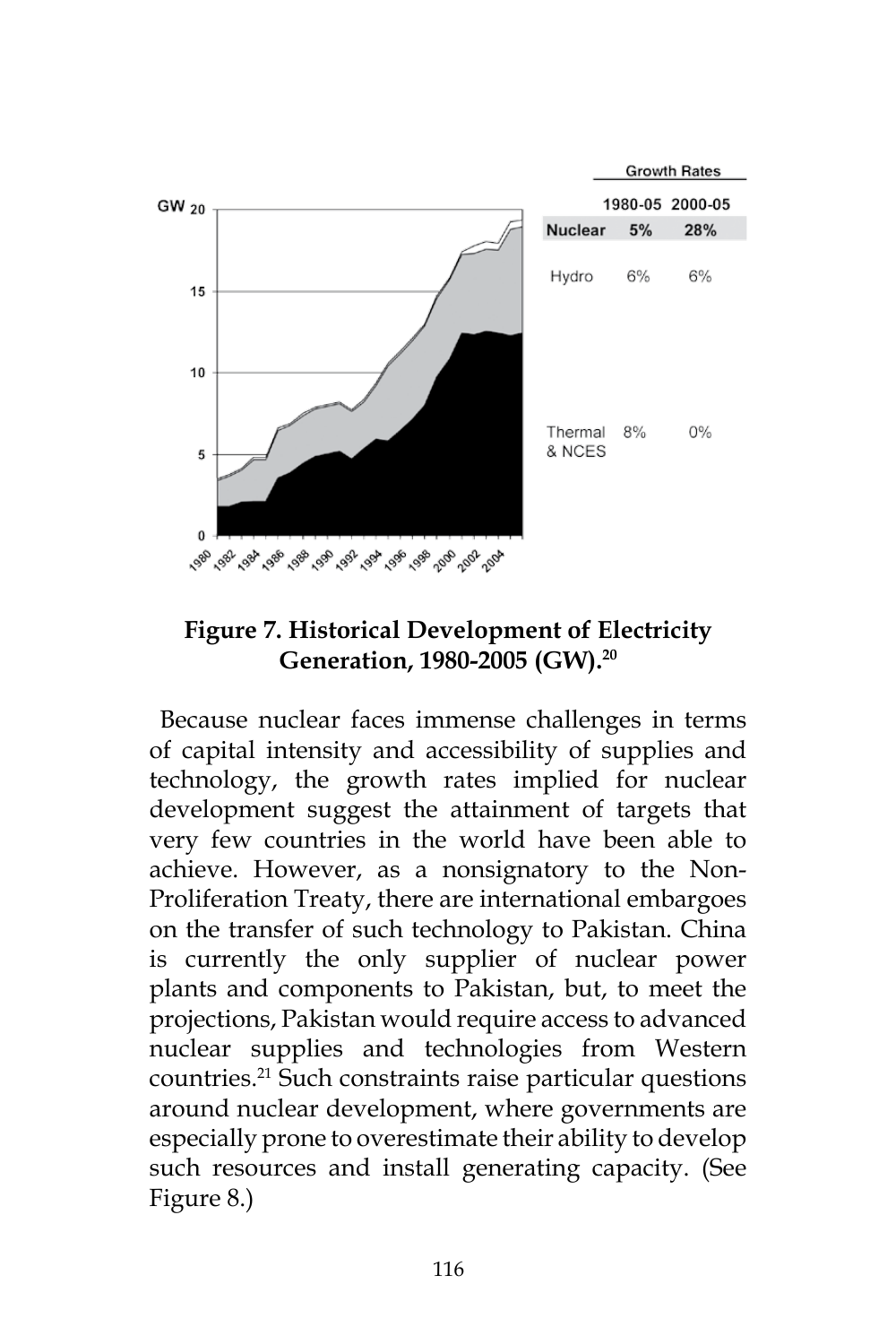| | Growth Rates | |
|---|---|---|
| | 1980-05 | 2000-05 |
| Nuclear | 5% | 28% |
| Hydro | 6% | 6% |
| Thermal & NCES | 8% | 0% |

**Figure 7. Historical Development of Electricity Generation, 1980-2005 (GW).[20]**

Because nuclear faces immense challenges in terms of capital intensity and accessibility of supplies and technology, the growth rates implied for nuclear development suggest the attainment of targets that very few countries in the world have been able to achieve. However, as a nonsignatory to the Non-Proliferation Treaty, there are international embargoes on the transfer of such technology to Pakistan. China is currently the only supplier of nuclear power plants and components to Pakistan, but, to meet the projections, Pakistan would require access to advanced nuclear supplies and technologies from Western countries.[21] Such constraints raise particular questions around nuclear development, where governments are especially prone to overestimate their ability to develop such resources and install generating capacity. (See Figure 8.)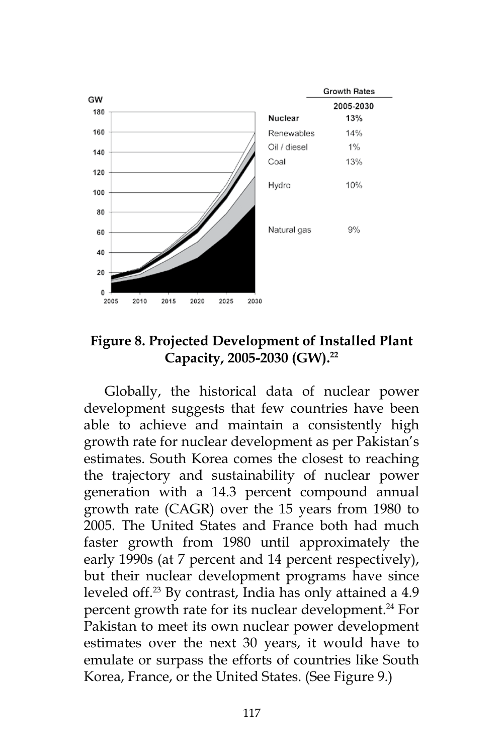| | Growth Rates 2005-2030 |
|---|---|
| **Nuclear** | **13%** |
| Renewables | 14% |
| Oil / diesel | 1% |
| Coal | 13% |
| Hydro | 10% |
| Natural gas | 9% |

**Figure 8. Projected Development of Installed Plant Capacity, 2005-2030 (GW).[22]**

Globally, the historical data of nuclear power development suggests that few countries have been able to achieve and maintain a consistently high growth rate for nuclear development as per Pakistan's estimates. South Korea comes the closest to reaching the trajectory and sustainability of nuclear power generation with a 14.3 percent compound annual growth rate (CAGR) over the 15 years from 1980 to 2005. The United States and France both had much faster growth from 1980 until approximately the early 1990s (at 7 percent and 14 percent respectively), but their nuclear development programs have since leveled off.[23] By contrast, India has only attained a 4.9 percent growth rate for its nuclear development.[24] For Pakistan to meet its own nuclear power development estimates over the next 30 years, it would have to emulate or surpass the efforts of countries like South Korea, France, or the United States. (See Figure 9.)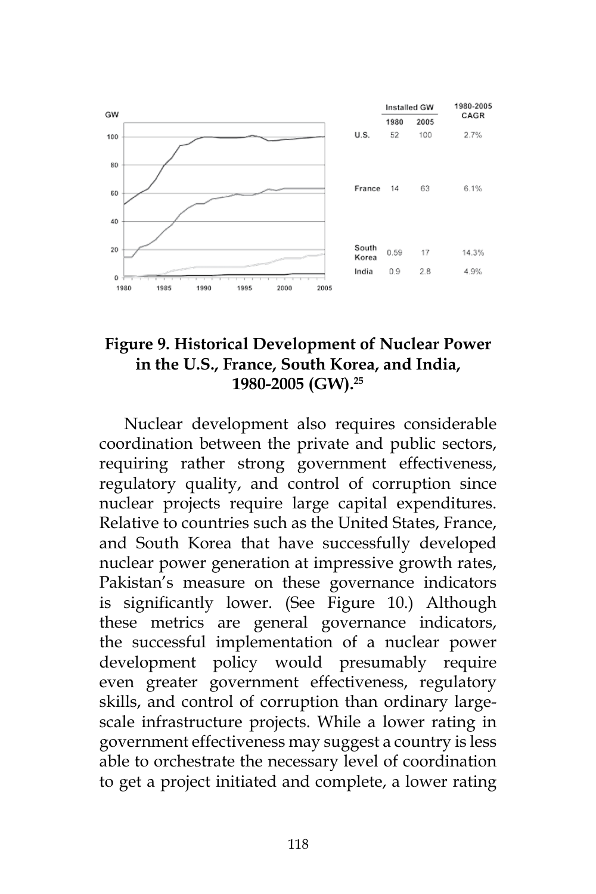| | Installed GW 1980 | Installed GW 2005 | 1980-2005 CAGR |
|---|---|---|---|
| U.S. | 52 | 100 | 2.7% |
| France | 14 | 63 | 6.1% |
| South Korea | 0.59 | 17 | 14.3% |
| India | 0.9 | 2.8 | 4.9% |

**Figure 9. Historical Development of Nuclear Power in the U.S., France, South Korea, and India, 1980-2005 (GW).[25]**

Nuclear development also requires considerable coordination between the private and public sectors, requiring rather strong government effectiveness, regulatory quality, and control of corruption since nuclear projects require large capital expenditures. Relative to countries such as the United States, France, and South Korea that have successfully developed nuclear power generation at impressive growth rates, Pakistan's measure on these governance indicators is significantly lower. (See Figure 10.) Although these metrics are general governance indicators, the successful implementation of a nuclear power development policy would presumably require even greater government effectiveness, regulatory skills, and control of corruption than ordinary large-scale infrastructure projects. While a lower rating in government effectiveness may suggest a country is less able to orchestrate the necessary level of coordination to get a project initiated and complete, a lower rating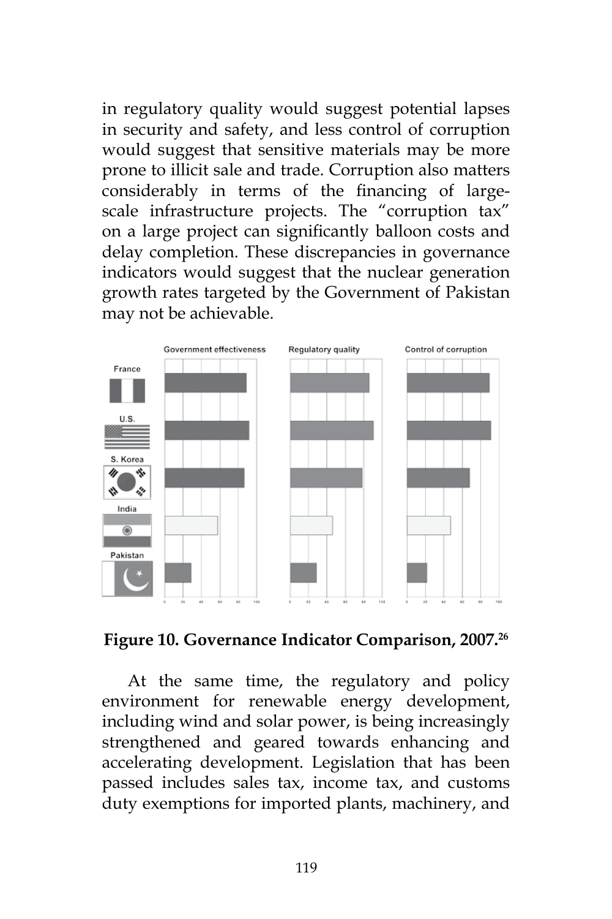in regulatory quality would suggest potential lapses in security and safety, and less control of corruption would suggest that sensitive materials may be more prone to illicit sale and trade. Corruption also matters considerably in terms of the financing of large-scale infrastructure projects. The "corruption tax" on a large project can significantly balloon costs and delay completion. These discrepancies in governance indicators would suggest that the nuclear generation growth rates targeted by the Government of Pakistan may not be achievable.

**Figure 10. Governance Indicator Comparison, 2007.**[26]

At the same time, the regulatory and policy environment for renewable energy development, including wind and solar power, is being increasingly strengthened and geared towards enhancing and accelerating development. Legislation that has been passed includes sales tax, income tax, and customs duty exemptions for imported plants, machinery, and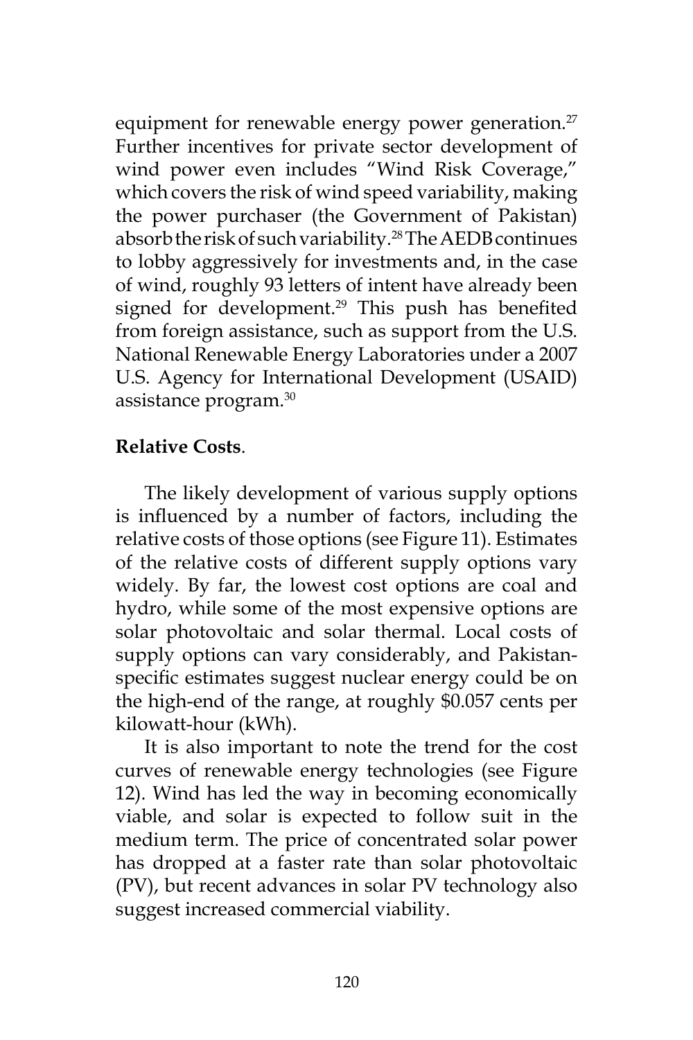equipment for renewable energy power generation.[27] Further incentives for private sector development of wind power even includes "Wind Risk Coverage," which covers the risk of wind speed variability, making the power purchaser (the Government of Pakistan) absorb the risk of such variability.[28] The AEDB continues to lobby aggressively for investments and, in the case of wind, roughly 93 letters of intent have already been signed for development.[29] This push has benefited from foreign assistance, such as support from the U.S. National Renewable Energy Laboratories under a 2007 U.S. Agency for International Development (USAID) assistance program.[30]

**Relative Costs**.

The likely development of various supply options is influenced by a number of factors, including the relative costs of those options (see Figure 11). Estimates of the relative costs of different supply options vary widely. By far, the lowest cost options are coal and hydro, while some of the most expensive options are solar photovoltaic and solar thermal. Local costs of supply options can vary considerably, and Pakistan-specific estimates suggest nuclear energy could be on the high-end of the range, at roughly $0.057 cents per kilowatt-hour (kWh).

It is also important to note the trend for the cost curves of renewable energy technologies (see Figure 12). Wind has led the way in becoming economically viable, and solar is expected to follow suit in the medium term. The price of concentrated solar power has dropped at a faster rate than solar photovoltaic (PV), but recent advances in solar PV technology also suggest increased commercial viability.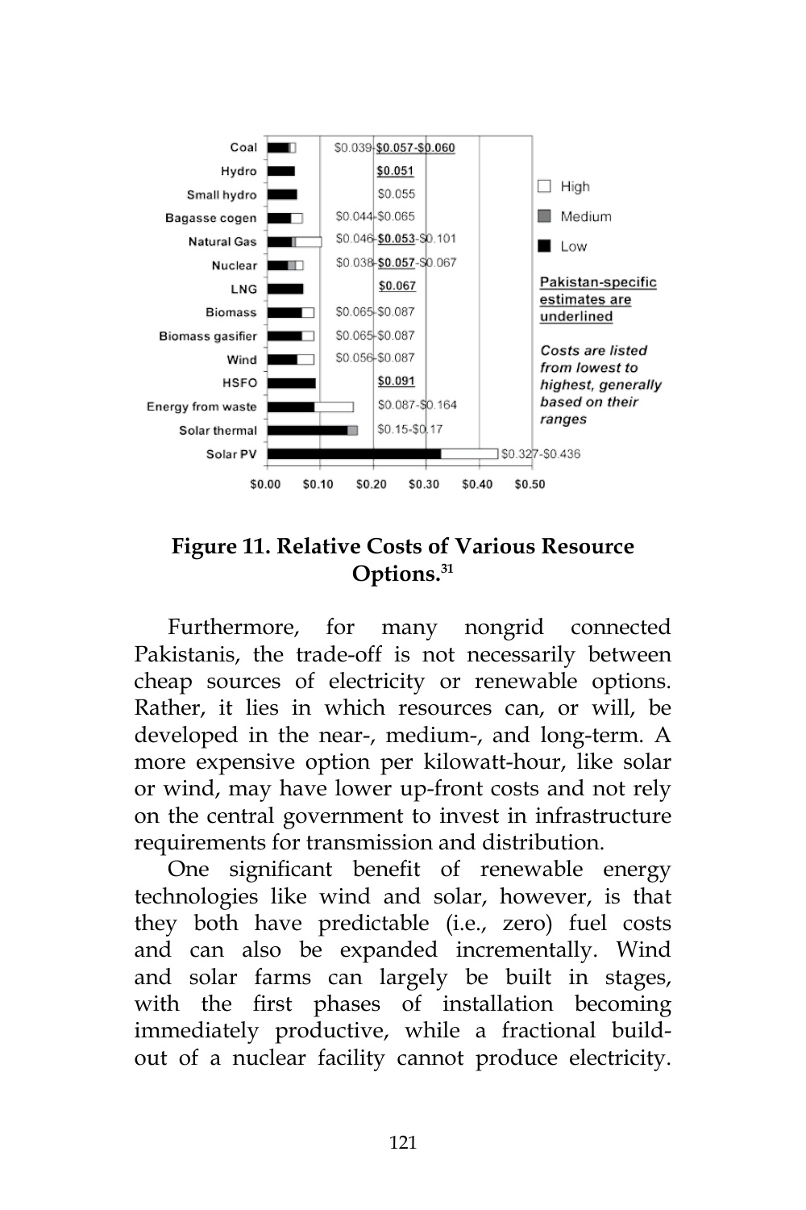| Resource | Cost |
|---|---|
| Coal | $0.039-**$0.057-$0.060** |
| Hydro | **$0.051** |
| Small hydro | $0.055 |
| Bagasse cogen | $0.044-$0.065 |
| Natural Gas | $0.046-**$0.053**-$0.101 |
| Nuclear | $0.038-**$0.057**-$0.067 |
| LNG | **$0.067** |
| Biomass | $0.065-$0.087 |
| Biomass gasifier | $0.065-$0.087 |
| Wind | $0.056-$0.087 |
| HSFO | **$0.091** |
| Energy from waste | $0.087-$0.164 |
| Solar thermal | $0.15-$0.17 |
| Solar PV | $0.327-$0.436 |

Legend: High, Medium, Low

Axis: $0.00, $0.10, $0.20, $0.30, $0.40, $0.50

Pakistan-specific estimates are underlined

*Costs are listed from lowest to highest, generally based on their ranges*

**Figure 11. Relative Costs of Various Resource Options.[31]**

Furthermore, for many nongrid connected Pakistanis, the trade-off is not necessarily between cheap sources of electricity or renewable options. Rather, it lies in which resources can, or will, be developed in the near-, medium-, and long-term. A more expensive option per kilowatt-hour, like solar or wind, may have lower up-front costs and not rely on the central government to invest in infrastructure requirements for transmission and distribution.

One significant benefit of renewable energy technologies like wind and solar, however, is that they both have predictable (i.e., zero) fuel costs and can also be expanded incrementally. Wind and solar farms can largely be built in stages, with the first phases of installation becoming immediately productive, while a fractional build-out of a nuclear facility cannot produce electricity.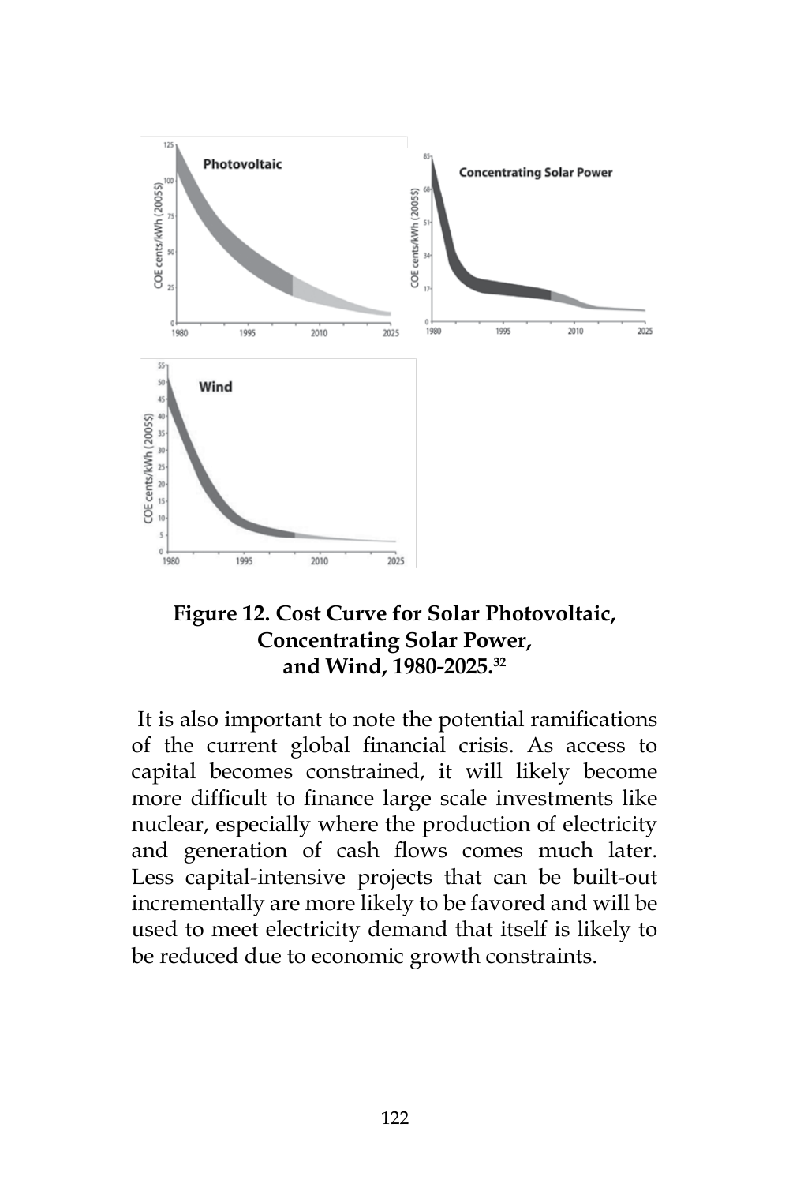**Figure 12. Cost Curve for Solar Photovoltaic, Concentrating Solar Power, and Wind, 1980-2025.[32]**

It is also important to note the potential ramifications of the current global financial crisis. As access to capital becomes constrained, it will likely become more difficult to finance large scale investments like nuclear, especially where the production of electricity and generation of cash flows comes much later. Less capital-intensive projects that can be built-out incrementally are more likely to be favored and will be used to meet electricity demand that itself is likely to be reduced due to economic growth constraints.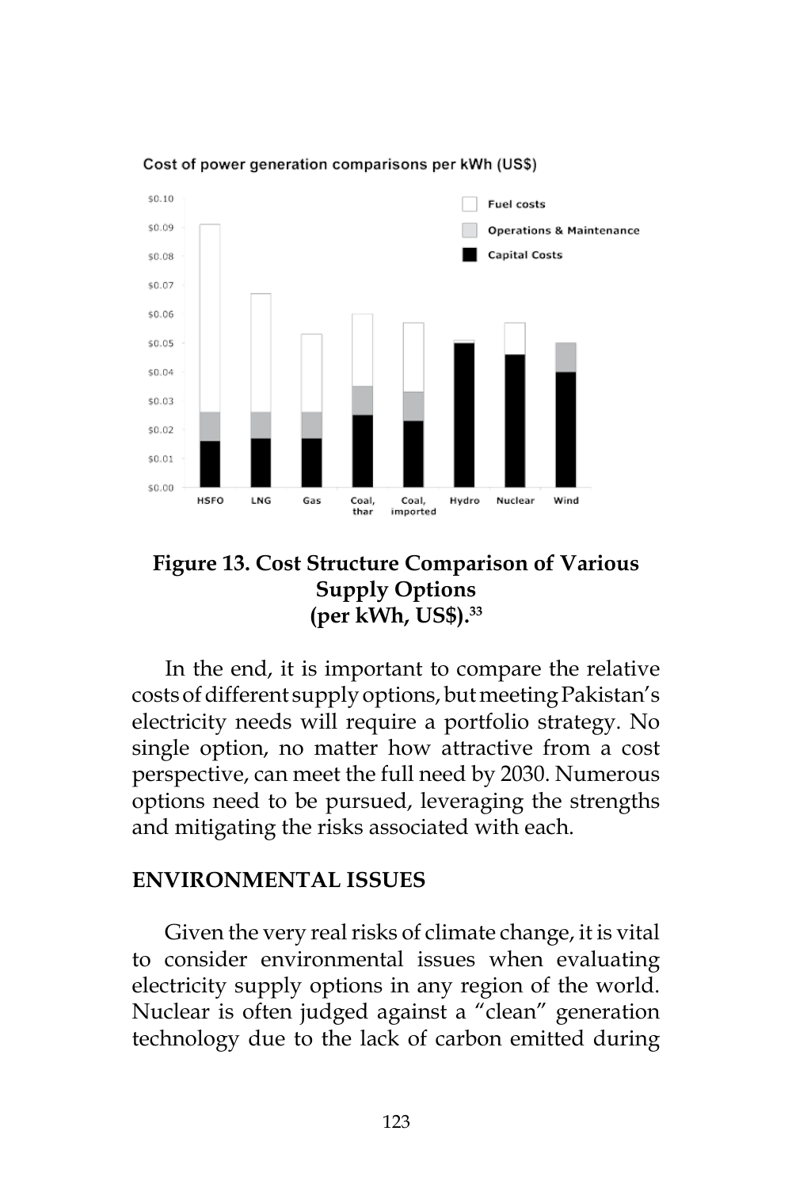Cost of power generation comparisons per kWh (US$)

**Figure 13. Cost Structure Comparison of Various Supply Options (per kWh, US$).**[33]

In the end, it is important to compare the relative costs of different supply options, but meeting Pakistan's electricity needs will require a portfolio strategy. No single option, no matter how attractive from a cost perspective, can meet the full need by 2030. Numerous options need to be pursued, leveraging the strengths and mitigating the risks associated with each.

## ENVIRONMENTAL ISSUES

Given the very real risks of climate change, it is vital to consider environmental issues when evaluating electricity supply options in any region of the world. Nuclear is often judged against a "clean" generation technology due to the lack of carbon emitted during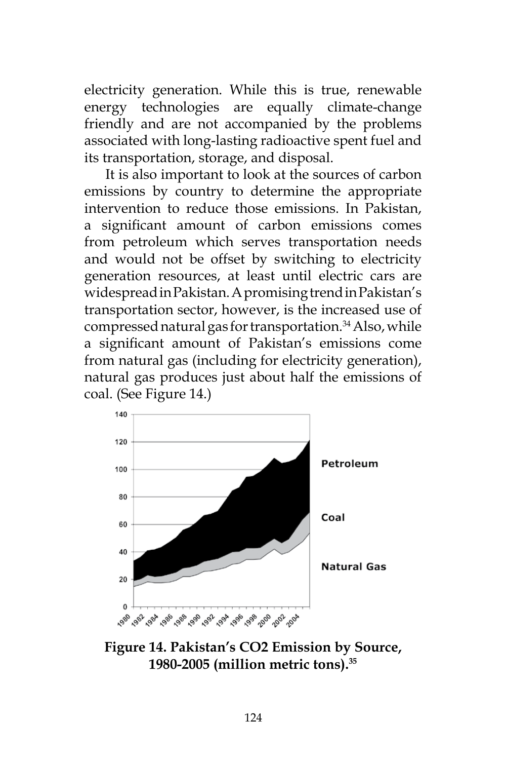electricity generation. While this is true, renewable energy technologies are equally climate-change friendly and are not accompanied by the problems associated with long-lasting radioactive spent fuel and its transportation, storage, and disposal.

It is also important to look at the sources of carbon emissions by country to determine the appropriate intervention to reduce those emissions. In Pakistan, a significant amount of carbon emissions comes from petroleum which serves transportation needs and would not be offset by switching to electricity generation resources, at least until electric cars are widespread in Pakistan. A promising trend in Pakistan's transportation sector, however, is the increased use of compressed natural gas for transportation.[34] Also, while a significant amount of Pakistan's emissions come from natural gas (including for electricity generation), natural gas produces just about half the emissions of coal. (See Figure 14.)

**Figure 14. Pakistan's CO2 Emission by Source, 1980-2005 (million metric tons).[35]**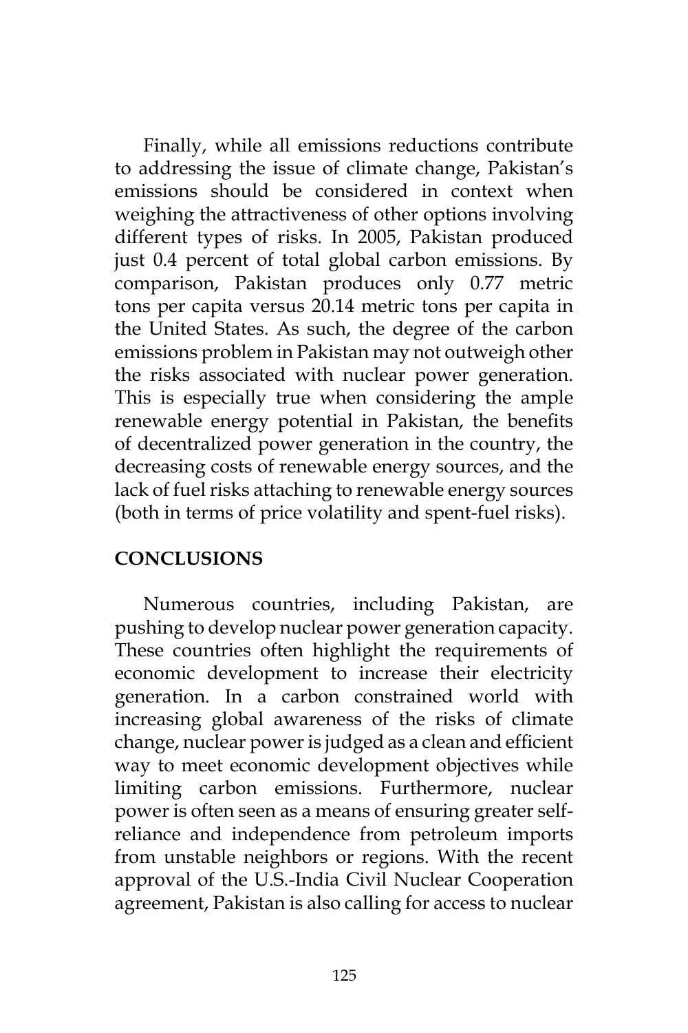Finally, while all emissions reductions contribute to addressing the issue of climate change, Pakistan's emissions should be considered in context when weighing the attractiveness of other options involving different types of risks. In 2005, Pakistan produced just 0.4 percent of total global carbon emissions. By comparison, Pakistan produces only 0.77 metric tons per capita versus 20.14 metric tons per capita in the United States. As such, the degree of the carbon emissions problem in Pakistan may not outweigh other the risks associated with nuclear power generation. This is especially true when considering the ample renewable energy potential in Pakistan, the benefits of decentralized power generation in the country, the decreasing costs of renewable energy sources, and the lack of fuel risks attaching to renewable energy sources (both in terms of price volatility and spent-fuel risks).

## CONCLUSIONS

Numerous countries, including Pakistan, are pushing to develop nuclear power generation capacity. These countries often highlight the requirements of economic development to increase their electricity generation. In a carbon constrained world with increasing global awareness of the risks of climate change, nuclear power is judged as a clean and efficient way to meet economic development objectives while limiting carbon emissions. Furthermore, nuclear power is often seen as a means of ensuring greater self-reliance and independence from petroleum imports from unstable neighbors or regions. With the recent approval of the U.S.-India Civil Nuclear Cooperation agreement, Pakistan is also calling for access to nuclear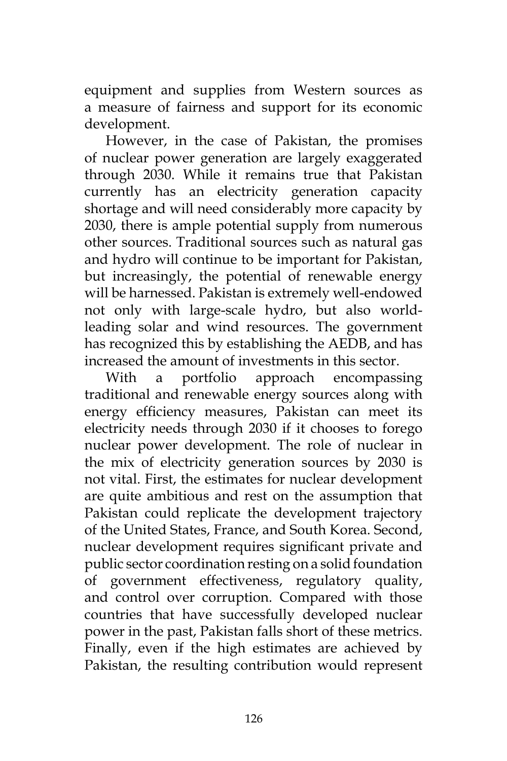equipment and supplies from Western sources as a measure of fairness and support for its economic development.

However, in the case of Pakistan, the promises of nuclear power generation are largely exaggerated through 2030. While it remains true that Pakistan currently has an electricity generation capacity shortage and will need considerably more capacity by 2030, there is ample potential supply from numerous other sources. Traditional sources such as natural gas and hydro will continue to be important for Pakistan, but increasingly, the potential of renewable energy will be harnessed. Pakistan is extremely well-endowed not only with large-scale hydro, but also world-leading solar and wind resources. The government has recognized this by establishing the AEDB, and has increased the amount of investments in this sector.

With a portfolio approach encompassing traditional and renewable energy sources along with energy efficiency measures, Pakistan can meet its electricity needs through 2030 if it chooses to forego nuclear power development. The role of nuclear in the mix of electricity generation sources by 2030 is not vital. First, the estimates for nuclear development are quite ambitious and rest on the assumption that Pakistan could replicate the development trajectory of the United States, France, and South Korea. Second, nuclear development requires significant private and public sector coordination resting on a solid foundation of government effectiveness, regulatory quality, and control over corruption. Compared with those countries that have successfully developed nuclear power in the past, Pakistan falls short of these metrics. Finally, even if the high estimates are achieved by Pakistan, the resulting contribution would represent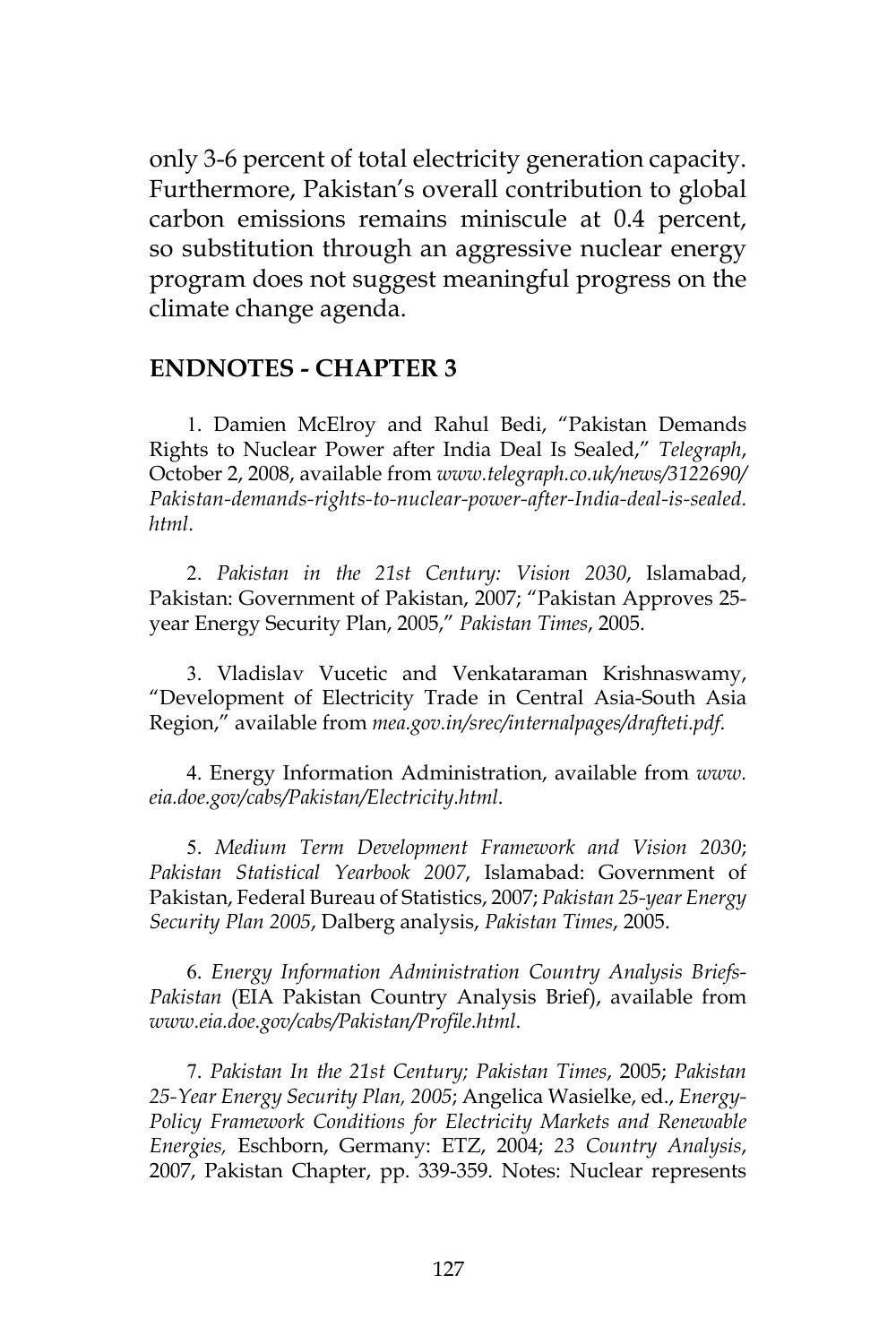only 3-6 percent of total electricity generation capacity. Furthermore, Pakistan's overall contribution to global carbon emissions remains miniscule at 0.4 percent, so substitution through an aggressive nuclear energy program does not suggest meaningful progress on the climate change agenda.

## ENDNOTES - CHAPTER 3

1. Damien McElroy and Rahul Bedi, "Pakistan Demands Rights to Nuclear Power after India Deal Is Sealed," *Telegraph*, October 2, 2008, available from *www.telegraph.co.uk/news/3122690/Pakistan-demands-rights-to-nuclear-power-after-India-deal-is-sealed.html*.

2. *Pakistan in the 21st Century: Vision 2030*, Islamabad, Pakistan: Government of Pakistan, 2007; "Pakistan Approves 25-year Energy Security Plan, 2005," *Pakistan Times*, 2005.

3. Vladislav Vucetic and Venkataraman Krishnaswamy, "Development of Electricity Trade in Central Asia-South Asia Region," available from *mea.gov.in/srec/internalpages/drafteti.pdf*.

4. Energy Information Administration, available from *www.eia.doe.gov/cabs/Pakistan/Electricity.html*.

5. *Medium Term Development Framework and Vision 2030*; *Pakistan Statistical Yearbook 2007*, Islamabad: Government of Pakistan, Federal Bureau of Statistics, 2007; *Pakistan 25-year Energy Security Plan 2005*, Dalberg analysis, *Pakistan Times*, 2005.

6. *Energy Information Administration Country Analysis Briefs-Pakistan* (EIA Pakistan Country Analysis Brief), available from *www.eia.doe.gov/cabs/Pakistan/Profile.html*.

7. *Pakistan In the 21st Century; Pakistan Times*, 2005; *Pakistan 25-Year Energy Security Plan, 2005*; Angelica Wasielke, ed., *Energy-Policy Framework Conditions for Electricity Markets and Renewable Energies,* Eschborn, Germany: ETZ, 2004; *23 Country Analysis*, 2007, Pakistan Chapter, pp. 339-359. Notes: Nuclear represents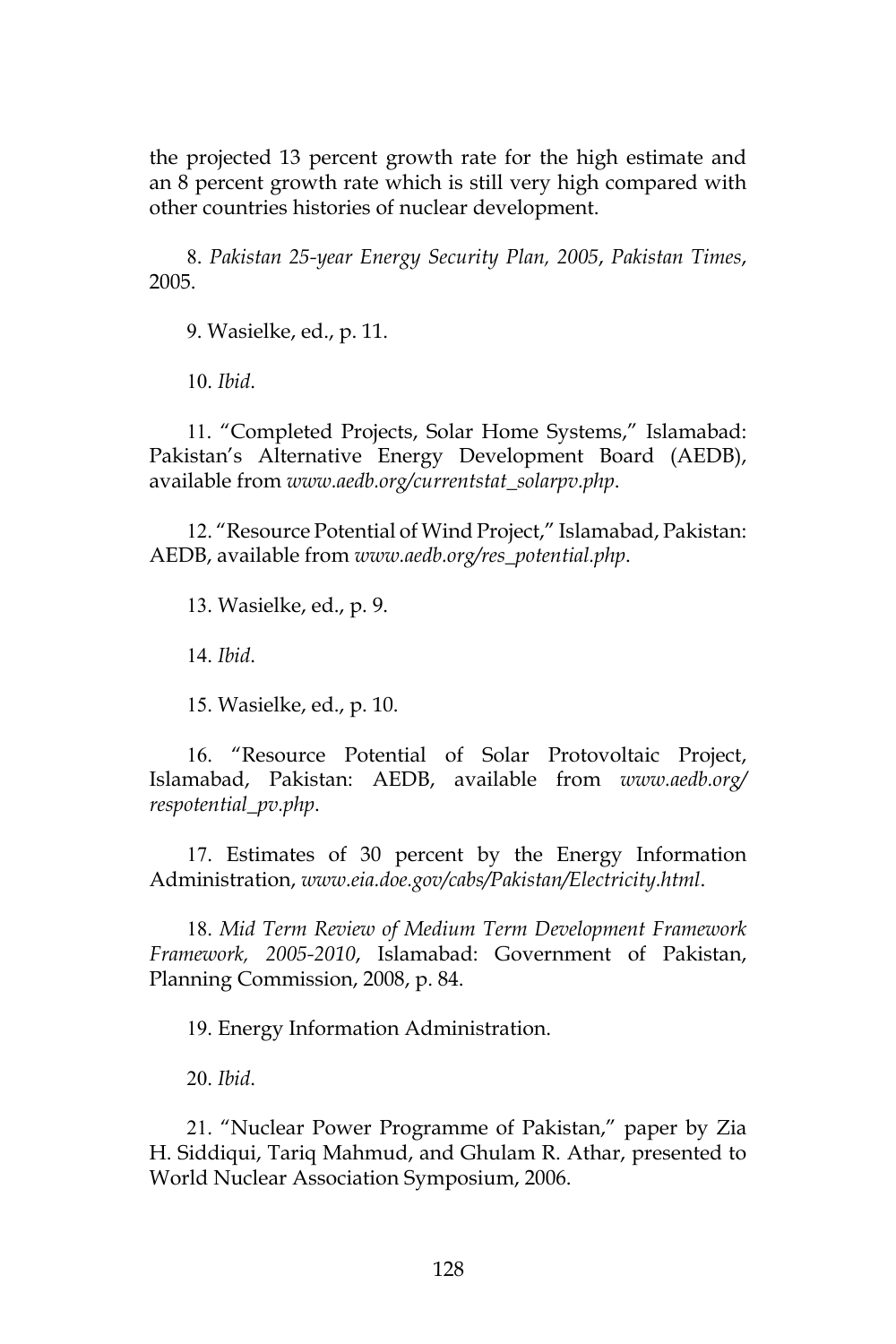the projected 13 percent growth rate for the high estimate and an 8 percent growth rate which is still very high compared with other countries histories of nuclear development.

8. *Pakistan 25-year Energy Security Plan, 2005*, *Pakistan Times*, 2005.

9. Wasielke, ed., p. 11.

10. *Ibid*.

11. "Completed Projects, Solar Home Systems," Islamabad: Pakistan's Alternative Energy Development Board (AEDB), available from *www.aedb.org/currentstat_solarpv.php*.

12. "Resource Potential of Wind Project," Islamabad, Pakistan: AEDB, available from *www.aedb.org/res_potential.php*.

13. Wasielke, ed., p. 9.

14. *Ibid*.

15. Wasielke, ed., p. 10.

16. "Resource Potential of Solar Protovoltaic Project, Islamabad, Pakistan: AEDB, available from *www.aedb.org/respotential_pv.php*.

17. Estimates of 30 percent by the Energy Information Administration, *www.eia.doe.gov/cabs/Pakistan/Electricity.html*.

18. *Mid Term Review of Medium Term Development Framework Framework, 2005-2010*, Islamabad: Government of Pakistan, Planning Commission, 2008, p. 84.

19. Energy Information Administration.

20. *Ibid*.

21. "Nuclear Power Programme of Pakistan," paper by Zia H. Siddiqui, Tariq Mahmud, and Ghulam R. Athar, presented to World Nuclear Association Symposium, 2006.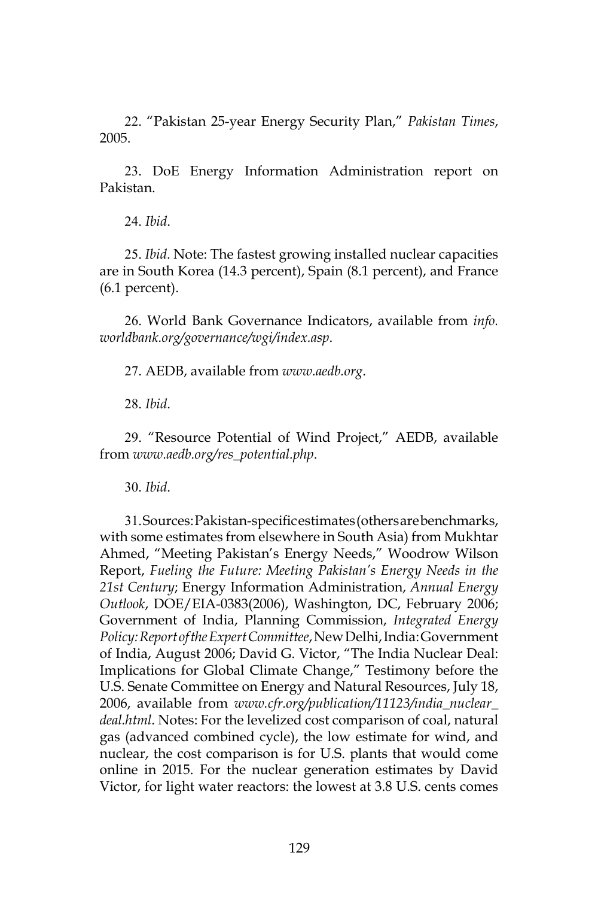22. "Pakistan 25-year Energy Security Plan," *Pakistan Times*, 2005.

23. DoE Energy Information Administration report on Pakistan.

24. *Ibid*.

25. *Ibid*. Note: The fastest growing installed nuclear capacities are in South Korea (14.3 percent), Spain (8.1 percent), and France (6.1 percent).

26. World Bank Governance Indicators, available from *info.worldbank.org/governance/wgi/index.asp*.

27. AEDB, available from *www.aedb.org*.

28. *Ibid*.

29. "Resource Potential of Wind Project," AEDB, available from *www.aedb.org/res_potential.php*.

30. *Ibid*.

31. Sources: Pakistan-specific estimates (others are benchmarks, with some estimates from elsewhere in South Asia) from Mukhtar Ahmed, "Meeting Pakistan's Energy Needs," Woodrow Wilson Report, *Fueling the Future: Meeting Pakistan's Energy Needs in the 21st Century*; Energy Information Administration, *Annual Energy Outlook*, DOE/EIA-0383(2006), Washington, DC, February 2006; Government of India, Planning Commission, *Integrated Energy Policy: Report of the Expert Committee*, New Delhi, India: Government of India, August 2006; David G. Victor, "The India Nuclear Deal: Implications for Global Climate Change," Testimony before the U.S. Senate Committee on Energy and Natural Resources, July 18, 2006, available from *www.cfr.org/publication/11123/india_nuclear_deal.html*. Notes: For the levelized cost comparison of coal, natural gas (advanced combined cycle), the low estimate for wind, and nuclear, the cost comparison is for U.S. plants that would come online in 2015. For the nuclear generation estimates by David Victor, for light water reactors: the lowest at 3.8 U.S. cents comes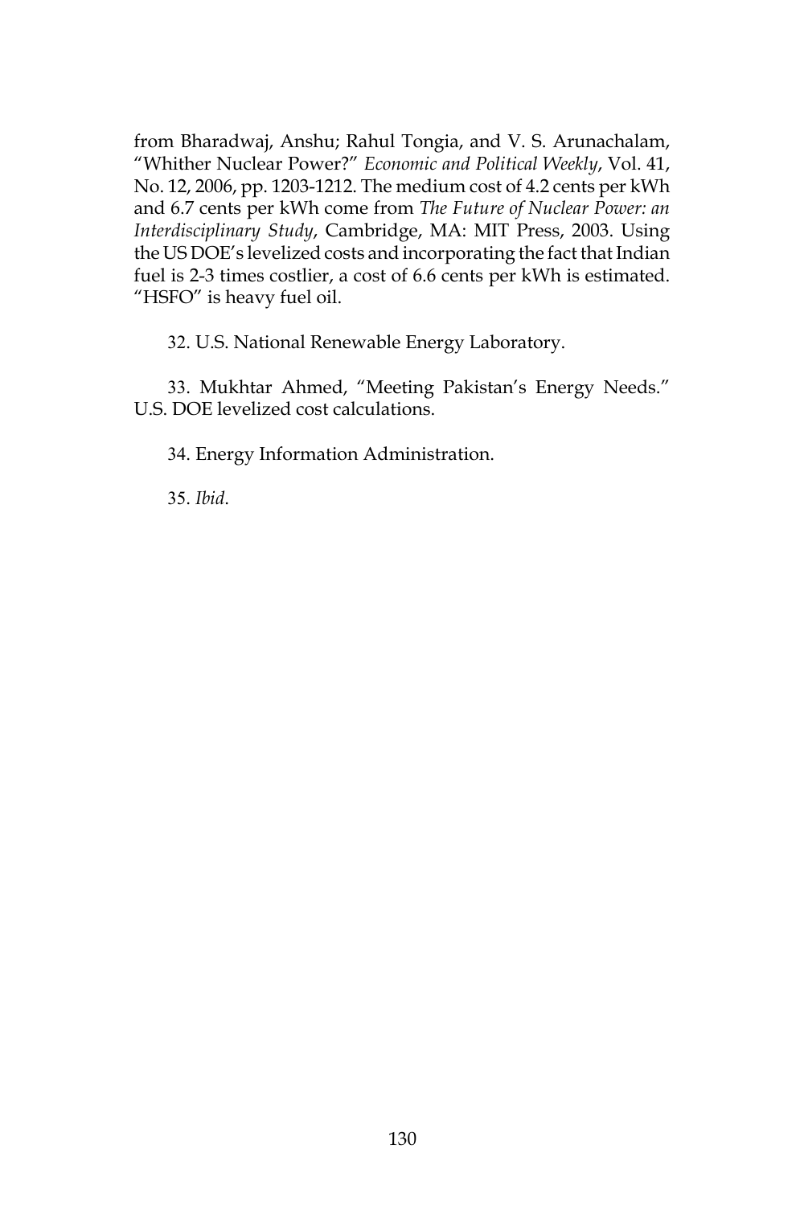from Bharadwaj, Anshu; Rahul Tongia, and V. S. Arunachalam, "Whither Nuclear Power?" *Economic and Political Weekly*, Vol. 41, No. 12, 2006, pp. 1203-1212. The medium cost of 4.2 cents per kWh and 6.7 cents per kWh come from *The Future of Nuclear Power: an Interdisciplinary Study*, Cambridge, MA: MIT Press, 2003. Using the US DOE's levelized costs and incorporating the fact that Indian fuel is 2-3 times costlier, a cost of 6.6 cents per kWh is estimated. "HSFO" is heavy fuel oil.

32. U.S. National Renewable Energy Laboratory.

33. Mukhtar Ahmed, "Meeting Pakistan's Energy Needs." U.S. DOE levelized cost calculations.

34. Energy Information Administration.

35. *Ibid*.